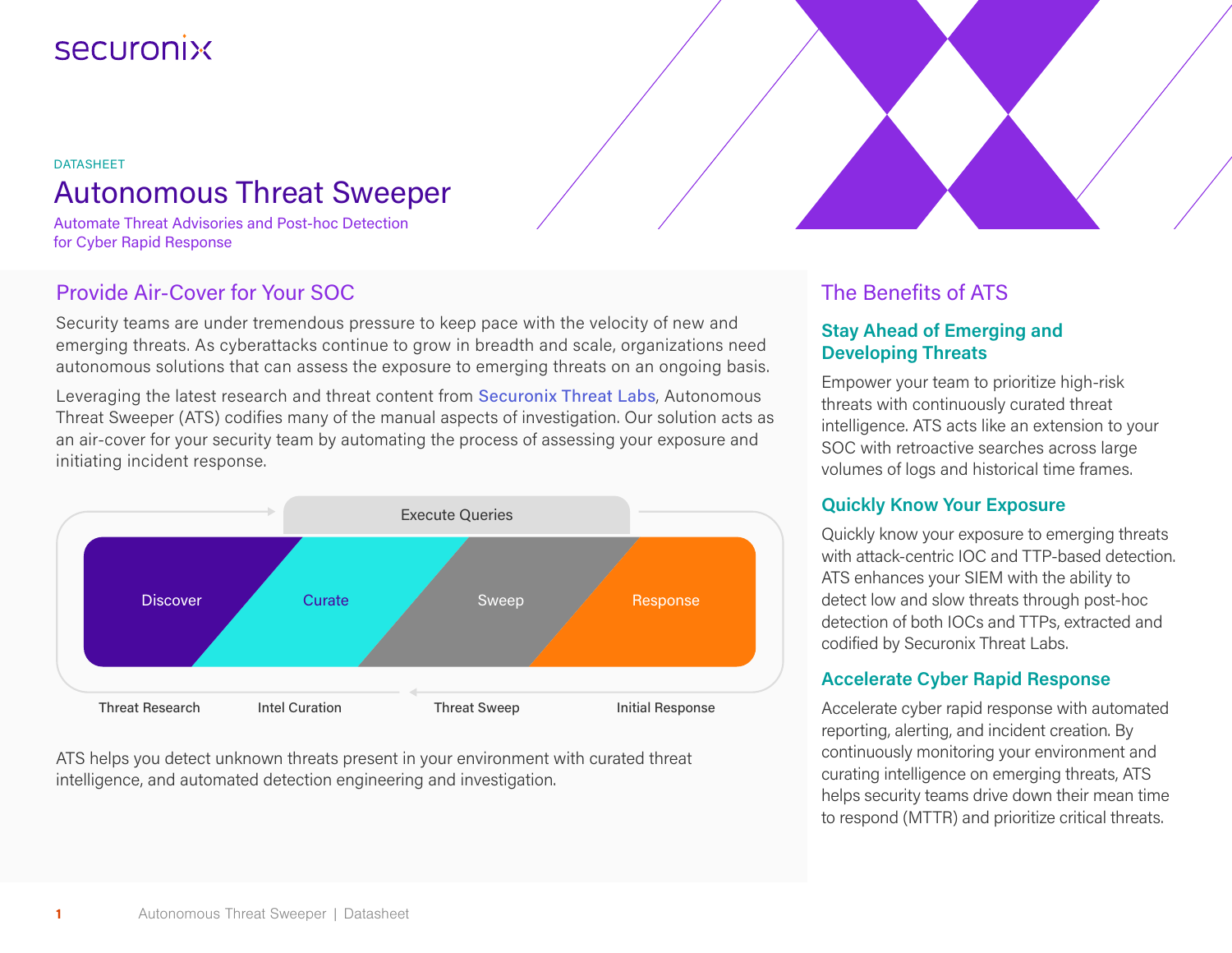securonix

DATASHEET

# Autonomous Threat Sweeper

Automate Threat Advisories and Post-hoc Detection for Cyber Rapid Response

## Provide Air-Cover for Your SOC

Security teams are under tremendous pressure to keep pace with the velocity of new and emerging threats. As cyberattacks continue to grow in breadth and scale, organizations need autonomous solutions that can assess the exposure to emerging threats on an ongoing basis.

Leveraging the latest research and threat content from Securonix Threat Labs, Autonomous Threat Sweeper (ATS) codifies many of the manual aspects of investigation. Our solution acts as an air-cover for your security team by automating the process of assessing your exposure and initiating incident response.

Execute Queries

Discover | Curate | Sweep | Response

Threat Research | Intel Curation | Threat Sweep | Initial Response

ATS helps you detect unknown threats present in your environment with curated threat intelligence, and automated detection engineering and investigation.

## The Benefits of ATS

### Stay Ahead of Emerging and Developing Threats

Empower your team to prioritize high-risk threats with continuously curated threat intelligence. ATS acts like an extension to your SOC with retroactive searches across large volumes of logs and historical time frames.

### Quickly Know Your Exposure

Quickly know your exposure to emerging threats with attack-centric IOC and TTP-based detection. ATS enhances your SIEM with the ability to detect low and slow threats through post-hoc detection of both IOCs and TTPs, extracted and codified by Securonix Threat Labs.

### Accelerate Cyber Rapid Response

Accelerate cyber rapid response with automated reporting, alerting, and incident creation. By continuously monitoring your environment and curating intelligence on emerging threats, ATS helps security teams drive down their mean time to respond (MTTR) and prioritize critical threats.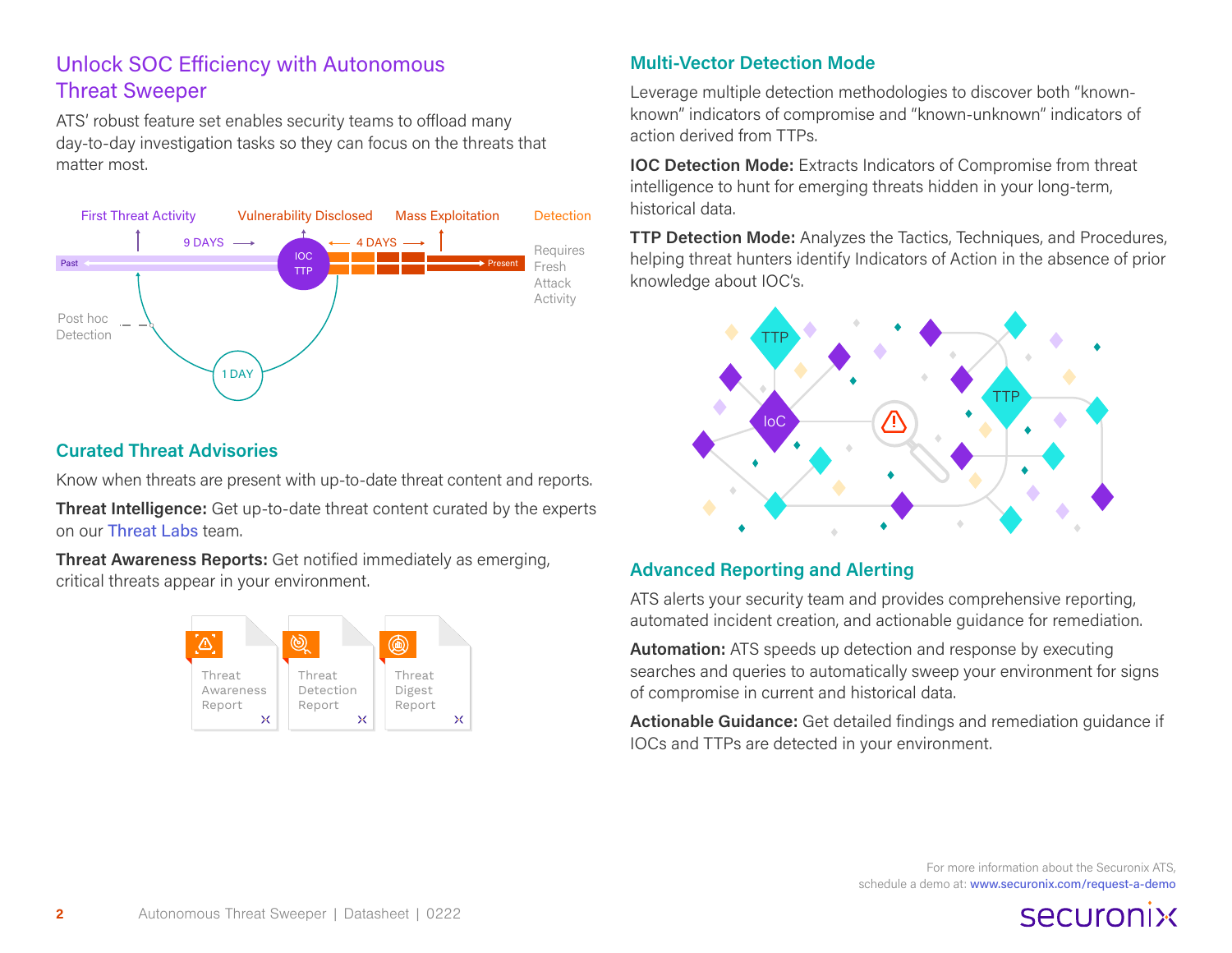## Unlock SOC Efficiency with Autonomous Threat Sweeper

ATS' robust feature set enables security teams to offload many day-to-day investigation tasks so they can focus on the threats that matter most.

First Threat Activity
Vulnerability Disclosed
Mass Exploitation
Detection
9 DAYS
4 DAYS
Past
IOC
TTP
Present
Requires Fresh Attack Activity
Post hoc Detection
1 DAY

## Curated Threat Advisories

Know when threats are present with up-to-date threat content and reports.

**Threat Intelligence:** Get up-to-date threat content curated by the experts on our Threat Labs team.

**Threat Awareness Reports:** Get notified immediately as emerging, critical threats appear in your environment.

Threat Awareness Report
Threat Detection Report
Threat Digest Report

## Multi-Vector Detection Mode

Leverage multiple detection methodologies to discover both "known-known" indicators of compromise and "known-unknown" indicators of action derived from TTPs.

**IOC Detection Mode:** Extracts Indicators of Compromise from threat intelligence to hunt for emerging threats hidden in your long-term, historical data.

**TTP Detection Mode:** Analyzes the Tactics, Techniques, and Procedures, helping threat hunters identify Indicators of Action in the absence of prior knowledge about IOC's.

TTP
IoC
TTP

## Advanced Reporting and Alerting

ATS alerts your security team and provides comprehensive reporting, automated incident creation, and actionable guidance for remediation.

**Automation:** ATS speeds up detection and response by executing searches and queries to automatically sweep your environment for signs of compromise in current and historical data.

**Actionable Guidance:** Get detailed findings and remediation guidance if IOCs and TTPs are detected in your environment.

For more information about the Securonix ATS, schedule a demo at: www.securonix.com/request-a-demo

securonix